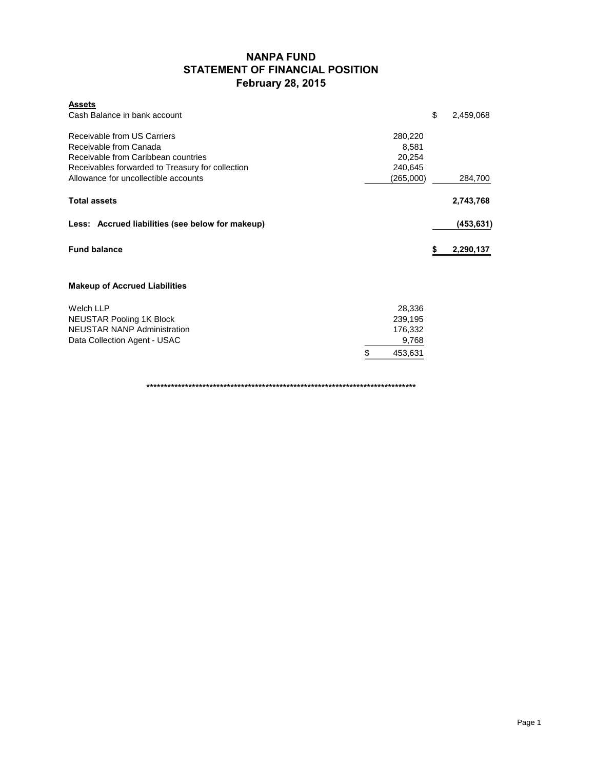# NANPA FUND
## STATEMENT OF FINANCIAL POSITION
### February 28, 2015

| | | |
|---|---|---|
| **Assets** | | |
| Cash Balance in bank account | | $ 2,459,068 |
| | | |
| Receivable from US Carriers | 280,220 | |
| Receivable from Canada | 8,581 | |
| Receivable from Caribbean countries | 20,254 | |
| Receivables forwarded to Treasury for collection | 240,645 | |
| Allowance for uncollectible accounts | (265,000) | 284,700 |
| | | |
| **Total assets** | | **2,743,768** |
| | | |
| **Less: Accrued liabilities (see below for makeup)** | | **(453,631)** |
| | | |
| **Fund balance** | | **$ 2,290,137** |

**Makeup of Accrued Liabilities**

| | |
|---|---|
| Welch LLP | 28,336 |
| NEUSTAR Pooling 1K Block | 239,195 |
| NEUSTAR NANP Administration | 176,332 |
| Data Collection Agent - USAC | 9,768 |
| | $ 453,631 |

******************************************************************************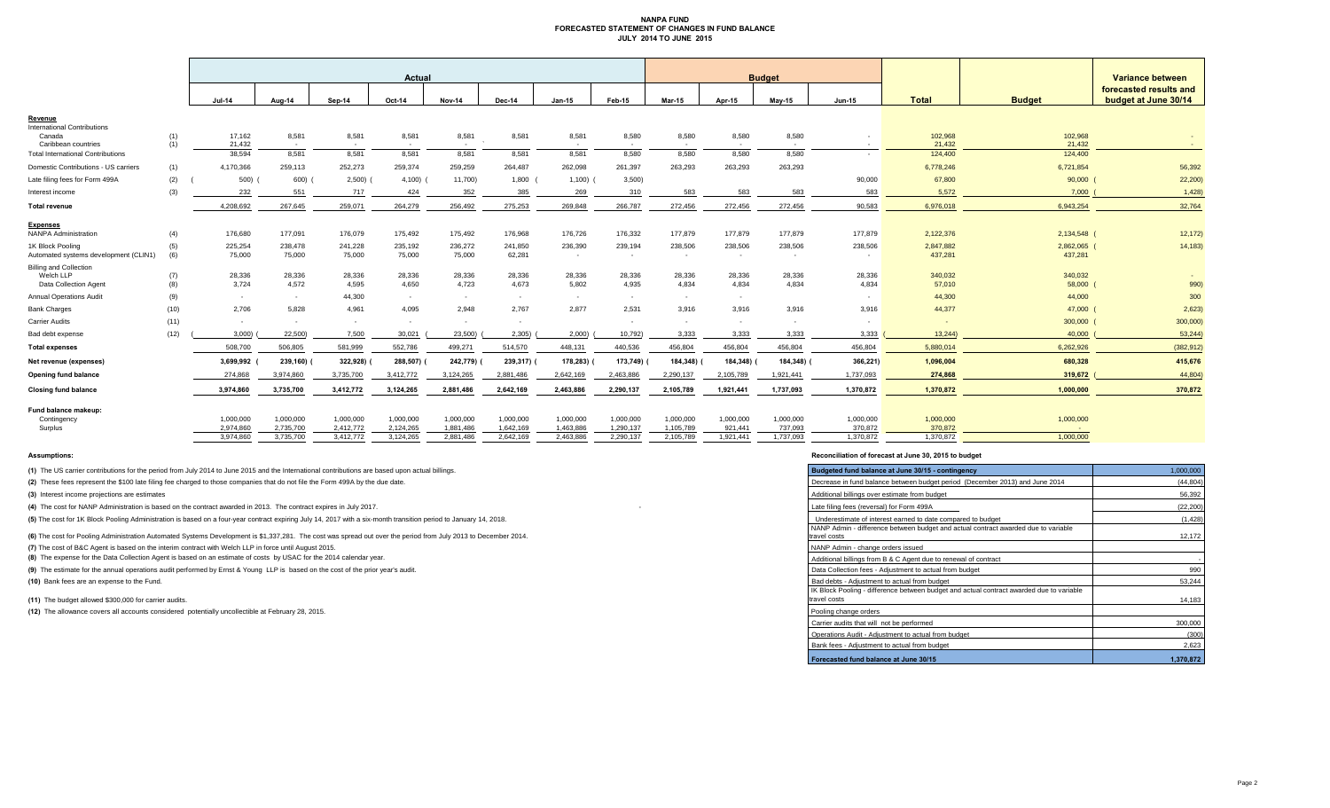# NANPA FUND
## FORECASTED STATEMENT OF CHANGES IN FUND BALANCE
### JULY 2014 TO JUNE 2015

| | | Actual | | | | | | | | Budget | | | | | | Variance between forecasted results and budget at June 30/14 |
|---|---|---|---|---|---|---|---|---|---|---|---|---|---|---|---|---|
| | | Jul-14 | Aug-14 | Sep-14 | Oct-14 | Nov-14 | Dec-14 | Jan-15 | Feb-15 | Mar-15 | Apr-15 | May-15 | Jun-15 | Total | Budget | |
| **Revenue** | | | | | | | | | | | | | | | | |
| International Contributions | | | | | | | | | | | | | | | | |
| Canada | (1) | 17,162 | 8,581 | 8,581 | 8,581 | 8,581 | 8,581 | 8,581 | 8,580 | 8,580 | 8,580 | 8,580 | - | 102,968 | 102,968 | - |
| Caribbean countries | (1) | 21,432 | - | - | - | - | - | - | - | - | - | - | - | 21,432 | 21,432 | - |
| Total International Contributions | | 38,594 | 8,581 | 8,581 | 8,581 | 8,581 | 8,581 | 8,581 | 8,580 | 8,580 | 8,580 | 8,580 | - | 124,400 | 124,400 | |
| Domestic Contributions - US carriers | (1) | 4,170,366 | 259,113 | 252,273 | 259,374 | 259,259 | 264,487 | 262,098 | 261,397 | 263,293 | 263,293 | 263,293 | | 6,778,246 | 6,721,854 | 56,392 |
| Late filing fees for Form 499A | (2) | ( 500) | ( 600) | ( 2,500) | ( 4,100) | ( 11,700) | 1,800 | ( 1,100) | ( 3,500) | | | | 90,000 | 67,800 | 90,000 | ( 22,200) |
| Interest income | (3) | 232 | 551 | 717 | 424 | 352 | 385 | 269 | 310 | 583 | 583 | 583 | 583 | 5,572 | 7,000 | ( 1,428) |
| **Total revenue** | | 4,208,692 | 267,645 | 259,071 | 264,279 | 256,492 | 275,253 | 269,848 | 266,787 | 272,456 | 272,456 | 272,456 | 90,583 | 6,976,018 | 6,943,254 | 32,764 |
| **Expenses** | | | | | | | | | | | | | | | | |
| NANPA Administration | (4) | 176,680 | 177,091 | 176,079 | 175,492 | 175,492 | 176,968 | 176,726 | 176,332 | 177,879 | 177,879 | 177,879 | 177,879 | 2,122,376 | 2,134,548 | ( 12,172) |
| 1K Block Pooling | (5) | 225,254 | 238,478 | 241,228 | 235,192 | 236,272 | 241,850 | 236,390 | 239,194 | 238,506 | 238,506 | 238,506 | 238,506 | 2,847,882 | 2,862,065 | ( 14,183) |
| Automated systems development (CLIN1) | (6) | 75,000 | 75,000 | 75,000 | 75,000 | 75,000 | 62,281 | - | - | - | - | - | - | 437,281 | 437,281 | |
| Billing and Collection | | | | | | | | | | | | | | | | |
| Welch LLP | (7) | 28,336 | 28,336 | 28,336 | 28,336 | 28,336 | 28,336 | 28,336 | 28,336 | 28,336 | 28,336 | 28,336 | 28,336 | 340,032 | 340,032 | - |
| Data Collection Agent | (8) | 3,724 | 4,572 | 4,595 | 4,650 | 4,723 | 4,673 | 5,802 | 4,935 | 4,834 | 4,834 | 4,834 | 4,834 | 57,010 | 58,000 | ( 990) |
| Annual Operations Audit | (9) | - | - | 44,300 | - | - | - | - | - | - | - | - | - | 44,300 | 44,000 | 300 |
| Bank Charges | (10) | 2,706 | 5,828 | 4,961 | 4,095 | 2,948 | 2,767 | 2,877 | 2,531 | 3,916 | 3,916 | 3,916 | 3,916 | 44,377 | 47,000 | ( 2,623) |
| Carrier Audits | (11) | - | - | - | - | - | - | - | - | - | - | - | - | - | 300,000 | ( 300,000) |
| Bad debt expense | (12) | ( 3,000) | ( 22,500) | 7,500 | 30,021 | ( 23,500) | ( 2,305) | ( 2,000) | ( 10,792) | 3,333 | 3,333 | 3,333 | 3,333 | ( 13,244) | 40,000 | ( 53,244) |
| **Total expenses** | | 508,700 | 506,805 | 581,999 | 552,786 | 499,271 | 514,570 | 448,131 | 440,536 | 456,804 | 456,804 | 456,804 | 456,804 | 5,880,014 | 6,262,926 | (382,912) |
| **Net revenue (expenses)** | | 3,699,992 | ( 239,160) | ( 322,928) | ( 288,507) | ( 242,779) | ( 239,317) | ( 178,283) | ( 173,749) | ( 184,348) | ( 184,348) | ( 184,348) | ( 366,221) | 1,096,004 | 680,328 | 415,676 |
| **Opening fund balance** | | 274,868 | 3,974,860 | 3,735,700 | 3,412,772 | 3,124,265 | 2,881,486 | 2,642,169 | 2,463,886 | 2,290,137 | 2,105,789 | 1,921,441 | 1,737,093 | 274,868 | 319,672 | ( 44,804) |
| **Closing fund balance** | | 3,974,860 | 3,735,700 | 3,412,772 | 3,124,265 | 2,881,486 | 2,642,169 | 2,463,886 | 2,290,137 | 2,105,789 | 1,921,441 | 1,737,093 | 1,370,872 | 1,370,872 | 1,000,000 | 370,872 |
| **Fund balance makeup:** | | | | | | | | | | | | | | | | |
| Contingency | | 1,000,000 | 1,000,000 | 1,000,000 | 1,000,000 | 1,000,000 | 1,000,000 | 1,000,000 | 1,000,000 | 1,000,000 | 1,000,000 | 1,000,000 | 1,000,000 | 1,000,000 | 1,000,000 | |
| Surplus | | 2,974,860 | 2,735,700 | 2,412,772 | 2,124,265 | 1,881,486 | 1,642,169 | 1,463,886 | 1,290,137 | 1,105,789 | 921,441 | 737,093 | 370,872 | 370,872 | - | |
| | | 3,974,860 | 3,735,700 | 3,412,772 | 3,124,265 | 2,881,486 | 2,642,169 | 2,463,886 | 2,290,137 | 2,105,789 | 1,921,441 | 1,737,093 | 1,370,872 | 1,370,872 | 1,000,000 | |

**Assumptions:**

**(1)** The US carrier contributions for the period from July 2014 to June 2015 and the International contributions are based upon actual billings.

**(2)** These fees represent the $100 late filing fee charged to those companies that do not file the Form 499A by the due date.

**(3)** Interest income projections are estimates

**(4)** The cost for NANP Administration is based on the contract awarded in 2013. The contract expires in July 2017.

**(5)** The cost for 1K Block Pooling Administration is based on a four-year contract expiring July 14, 2017 with a six-month transition period to January 14, 2018.

**(6)** The cost for Pooling Administration Automated Systems Development is $1,337,281. The cost was spread out over the period from July 2013 to December 2014.

**(7)** The cost of B&C Agent is based on the interim contract with Welch LLP in force until August 2015.

**(8)** The expense for the Data Collection Agent is based on an estimate of costs by USAC for the 2014 calendar year.

**(9)** The estimate for the annual operations audit performed by Ernst & Young LLP is based on the cost of the prior year's audit.

**(10)** Bank fees are an expense to the Fund.

**(11)** The budget allowed $300,000 for carrier audits.

**(12)** The allowance covers all accounts considered potentially uncollectible at February 28, 2015.

**Reconciliation of forecast at June 30, 2015 to budget**

| | |
|---|---|
| **Budgeted fund balance at June 30/15 - contingency** | 1,000,000 |
| Decrease in fund balance between budget period (December 2013) and June 2014 | (44,804) |
| Additional billings over estimate from budget | 56,392 |
| Late filing fees (reversal) for Form 499A | (22,200) |
| Underestimate of interest earned to date compared to budget | (1,428) |
| NANP Admin - difference between budget and actual contract awarded due to variable travel costs | 12,172 |
| NANP Admin - change orders issued | |
| Additional billings from B & C Agent due to renewal of contract | - |
| Data Collection fees - Adjustment to actual from budget | 990 |
| Bad debts - Adjustment to actual from budget | 53,244 |
| IK Block Pooling - difference between budget and actual contract awarded due to variable travel costs | 14,183 |
| Pooling change orders | |
| Carrier audits that will not be performed | 300,000 |
| Operations Audit - Adjustment to actual from budget | (300) |
| Bank fees - Adjustment to actual from budget | 2,623 |
| **Forecasted fund balance at June 30/15** | **1,370,872** |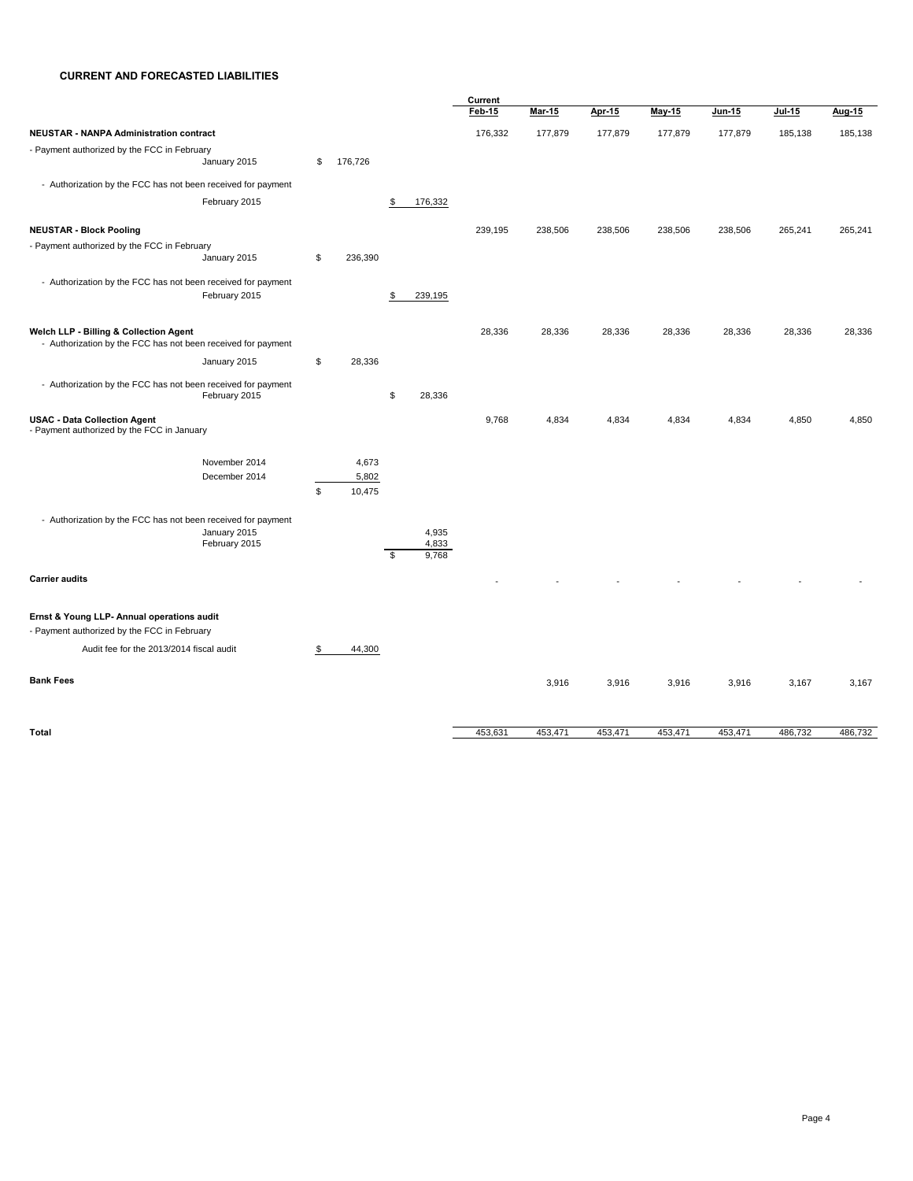## CURRENT AND FORECASTED LIABILITIES

| | | | | Current Feb-15 | Mar-15 | Apr-15 | May-15 | Jun-15 | Jul-15 | Aug-15 |
|---|---|---|---|---|---|---|---|---|---|---|
| **NEUSTAR - NANPA Administration contract** | | | | 176,332 | 177,879 | 177,879 | 177,879 | 177,879 | 185,138 | 185,138 |
| - Payment authorized by the FCC in February | January 2015 | $ 176,726 | | | | | | | | |
| - Authorization by the FCC has not been received for payment | February 2015 | | $ 176,332 | | | | | | | |
| **NEUSTAR - Block Pooling** | | | | 239,195 | 238,506 | 238,506 | 238,506 | 238,506 | 265,241 | 265,241 |
| - Payment authorized by the FCC in February | January 2015 | $ 236,390 | | | | | | | | |
| - Authorization by the FCC has not been received for payment | February 2015 | | $ 239,195 | | | | | | | |
| **Welch LLP - Billing & Collection Agent** | | | | 28,336 | 28,336 | 28,336 | 28,336 | 28,336 | 28,336 | 28,336 |
| - Authorization by the FCC has not been received for payment | January 2015 | $ 28,336 | | | | | | | | |
| - Authorization by the FCC has not been received for payment | February 2015 | | $ 28,336 | | | | | | | |
| **USAC - Data Collection Agent** | | | | 9,768 | 4,834 | 4,834 | 4,834 | 4,834 | 4,850 | 4,850 |
| - Payment authorized by the FCC in January | | | | | | | | | | |
| | November 2014 | 4,673 | | | | | | | | |
| | December 2014 | 5,802 | | | | | | | | |
| | | $ 10,475 | | | | | | | | |
| - Authorization by the FCC has not been received for payment | January 2015 | | 4,935 | | | | | | | |
| | February 2015 | | 4,833 | | | | | | | |
| | | | $ 9,768 | | | | | | | |
| **Carrier audits** | | | | - | - | - | - | - | - | - |
| **Ernst & Young LLP- Annual operations audit** | | | | | | | | | | |
| - Payment authorized by the FCC in February | | | | | | | | | | |
| Audit fee for the 2013/2014 fiscal audit | | $ 44,300 | | | | | | | | |
| **Bank Fees** | | | | | 3,916 | 3,916 | 3,916 | 3,916 | 3,167 | 3,167 |
| **Total** | | | | 453,631 | 453,471 | 453,471 | 453,471 | 453,471 | 486,732 | 486,732 |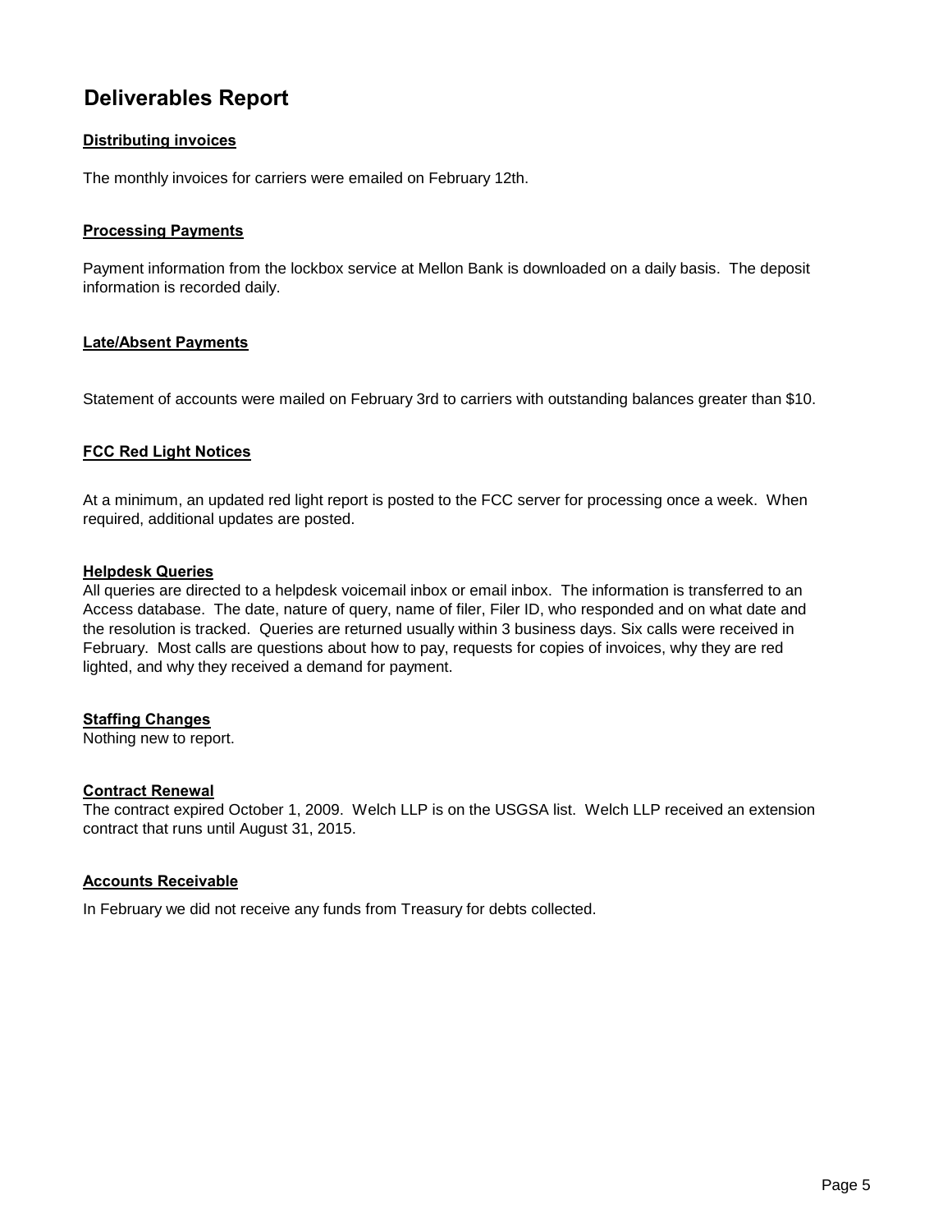## Deliverables Report

**Distributing invoices**

The monthly invoices for carriers were emailed on February 12th.

**Processing Payments**

Payment information from the lockbox service at Mellon Bank is downloaded on a daily basis. The deposit information is recorded daily.

**Late/Absent Payments**

Statement of accounts were mailed on February 3rd to carriers with outstanding balances greater than $10.

**FCC Red Light Notices**

At a minimum, an updated red light report is posted to the FCC server for processing once a week. When required, additional updates are posted.

**Helpdesk Queries**

All queries are directed to a helpdesk voicemail inbox or email inbox. The information is transferred to an Access database. The date, nature of query, name of filer, Filer ID, who responded and on what date and the resolution is tracked. Queries are returned usually within 3 business days. Six calls were received in February. Most calls are questions about how to pay, requests for copies of invoices, why they are red lighted, and why they received a demand for payment.

**Staffing Changes**

Nothing new to report.

**Contract Renewal**

The contract expired October 1, 2009. Welch LLP is on the USGSA list. Welch LLP received an extension contract that runs until August 31, 2015.

**Accounts Receivable**

In February we did not receive any funds from Treasury for debts collected.